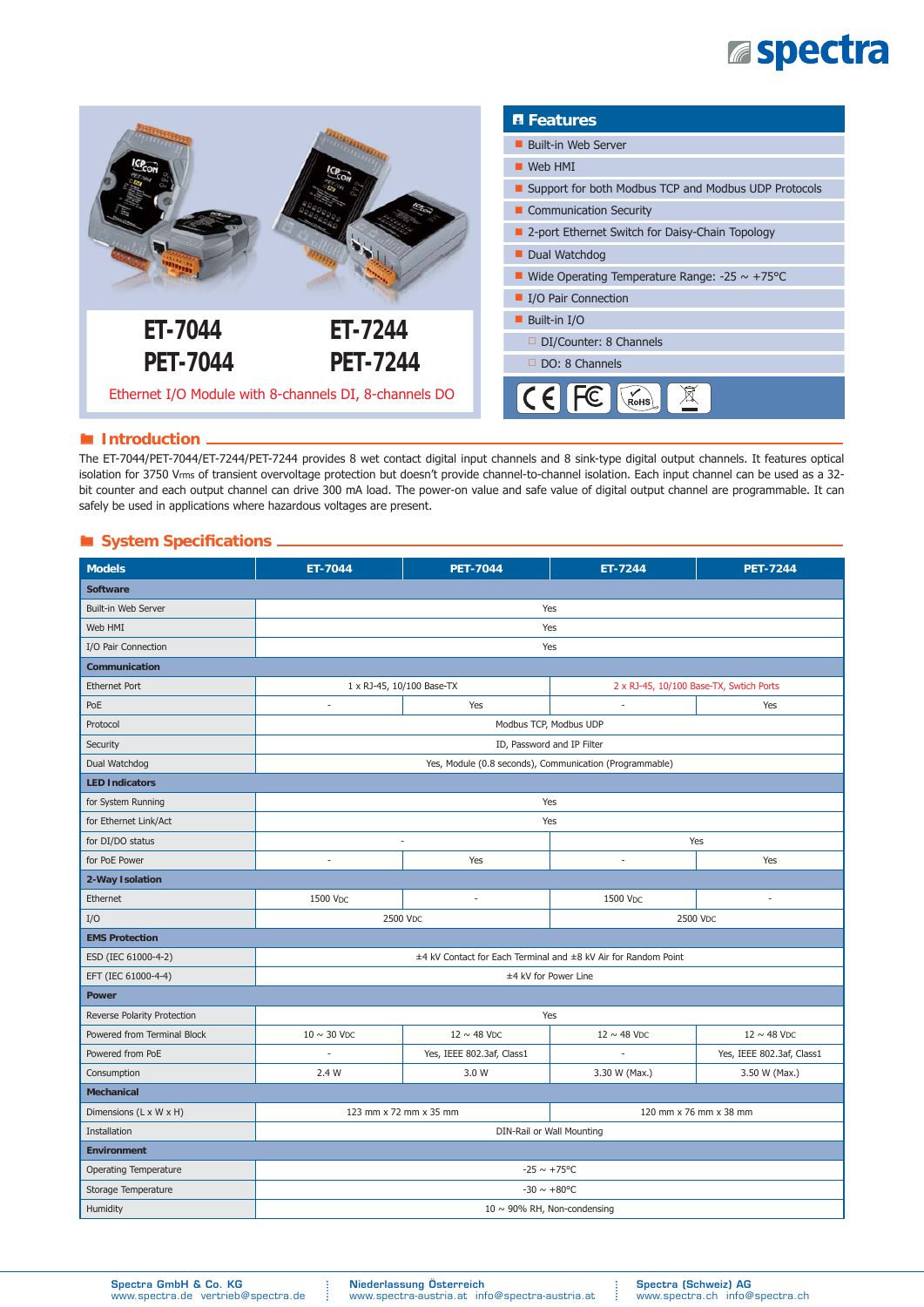# ET-7044 / PET-7044 / ET-7244 / PET-7244

Ethernet I/O Module with 8-channels DI, 8-channels DO

## Features

- Built-in Web Server
- Web HMI
- Support for both Modbus TCP and Modbus UDP Protocols
- Communication Security
- 2-port Ethernet Switch for Daisy-Chain Topology
- Dual Watchdog
- Wide Operating Temperature Range: -25 ~ +75°C
- I/O Pair Connection
- Built-in I/O
  - DI/Counter: 8 Channels
  - DO: 8 Channels

## Introduction

The ET-7044/PET-7044/ET-7244/PET-7244 provides 8 wet contact digital input channels and 8 sink-type digital output channels. It features optical isolation for 3750 $V_{rms}$ of transient overvoltage protection but doesn't provide channel-to-channel isolation. Each input channel can be used as a 32-bit counter and each output channel can drive 300 mA load. The power-on value and safe value of digital output channel are programmable. It can safely be used in applications where hazardous voltages are present.

## System Specifications

| Models | ET-7044 | PET-7044 | ET-7244 | PET-7244 |
|---|---|---|---|---|
| **Software** | | | | |
| Built-in Web Server | Yes | | | |
| Web HMI | Yes | | | |
| I/O Pair Connection | Yes | | | |
| **Communication** | | | | |
| Ethernet Port | 1 x RJ-45, 10/100 Base-TX | | 2 x RJ-45, 10/100 Base-TX, Swtich Ports | |
| PoE | - | Yes | - | Yes |
| Protocol | Modbus TCP, Modbus UDP | | | |
| Security | ID, Password and IP Filter | | | |
| Dual Watchdog | Yes, Module (0.8 seconds), Communication (Programmable) | | | |
| **LED Indicators** | | | | |
| for System Running | Yes | | | |
| for Ethernet Link/Act | Yes | | | |
| for DI/DO status | - | | Yes | |
| for PoE Power | - | Yes | - | Yes |
| **2-Way Isolation** | | | | |
| Ethernet | 1500 VDC | - | 1500 VDC | - |
| I/O | 2500 VDC | | 2500 VDC | |
| **EMS Protection** | | | | |
| ESD (IEC 61000-4-2) | ±4 kV Contact for Each Terminal and ±8 kV Air for Random Point | | | |
| EFT (IEC 61000-4-4) | ±4 kV for Power Line | | | |
| **Power** | | | | |
| Reverse Polarity Protection | Yes | | | |
| Powered from Terminal Block | 10 ~ 30 VDC | 12 ~ 48 VDC | 12 ~ 48 VDC | 12 ~ 48 VDC |
| Powered from PoE | - | Yes, IEEE 802.3af, Class1 | - | Yes, IEEE 802.3af, Class1 |
| Consumption | 2.4 W | 3.0 W | 3.30 W (Max.) | 3.50 W (Max.) |
| **Mechanical** | | | | |
| Dimensions (L x W x H) | 123 mm x 72 mm x 35 mm | | 120 mm x 76 mm x 38 mm | |
| Installation | DIN-Rail or Wall Mounting | | | |
| **Environment** | | | | |
| Operating Temperature | -25 ~ +75°C | | | |
| Storage Temperature | -30 ~ +80°C | | | |
| Humidity | 10 ~ 90% RH, Non-condensing | | | |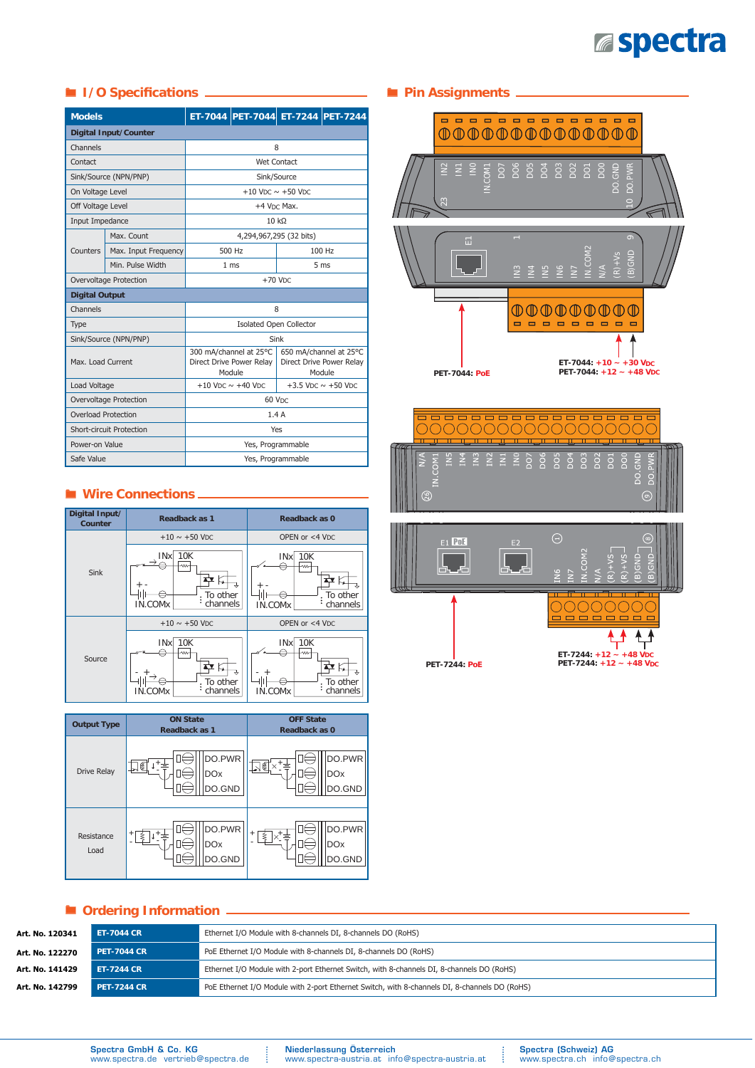## I/O Specifications

| Models | | ET-7044 | PET-7044 | ET-7244 | PET-7244 |
|---|---|---|---|---|---|
| **Digital Input/Counter** | | | | | |
| Channels | | 8 | | | |
| Contact | | Wet Contact | | | |
| Sink/Source (NPN/PNP) | | Sink/Source | | | |
| On Voltage Level | | +10 VDC ~ +50 VDC | | | |
| Off Voltage Level | | +4 VDC Max. | | | |
| Input Impedance | | 10 kΩ | | | |
| Counters | Max. Count | 4,294,967,295 (32 bits) | | | |
| | Max. Input Frequency | 500 Hz | | 100 Hz | |
| | Min. Pulse Width | 1 ms | | 5 ms | |
| Overvoltage Protection | | +70 VDC | | | |
| **Digital Output** | | | | | |
| Channels | | 8 | | | |
| Type | | Isolated Open Collector | | | |
| Sink/Source (NPN/PNP) | | Sink | | | |
| Max. Load Current | | 300 mA/channel at 25°C Direct Drive Power Relay Module | | 650 mA/channel at 25°C Direct Drive Power Relay Module | |
| Load Voltage | | +10 VDC ~ +40 VDC | | +3.5 VDC ~ +50 VDC | |
| Overvoltage Protection | | 60 VDC | | | |
| Overload Protection | | 1.4 A | | | |
| Short-circuit Protection | | Yes | | | |
| Power-on Value | | Yes, Programmable | | | |
| Safe Value | | Yes, Programmable | | | |

## Pin Assignments

ET-7044: +10 ~ +30 VDC
PET-7044: +12 ~ +48 VDC
PET-7044: PoE

ET-7244: +12 ~ +48 VDC
PET-7244: +12 ~ +48 VDC
PET-7244: PoE

## Wire Connections

| Digital Input/ Counter | Readback as 1 | Readback as 0 |
|---|---|---|
| Sink | +10 ~ +50 VDC | OPEN or <4 VDC |
| Source | +10 ~ +50 VDC | OPEN or <4 VDC |

| Output Type | ON State Readback as 1 | OFF State Readback as 0 |
|---|---|---|
| Drive Relay | | |
| Resistance Load | | |

## Ordering Information

| | | |
|---|---|---|
| Art. No. 120341 | ET-7044 CR | Ethernet I/O Module with 8-channels DI, 8-channels DO (RoHS) |
| Art. No. 122270 | PET-7044 CR | PoE Ethernet I/O Module with 8-channels DI, 8-channels DO (RoHS) |
| Art. No. 141429 | ET-7244 CR | Ethernet I/O Module with 2-port Ethernet Switch, with 8-channels DI, 8-channels DO (RoHS) |
| Art. No. 142799 | PET-7244 CR | PoE Ethernet I/O Module with 2-port Ethernet Switch, with 8-channels DI, 8-channels DO (RoHS) |

Spectra GmbH & Co. KG
www.spectra.de vertrieb@spectra.de

Niederlassung Österreich
www.spectra-austria.at info@spectra-austria.at

Spectra (Schweiz) AG
www.spectra.ch info@spectra.ch